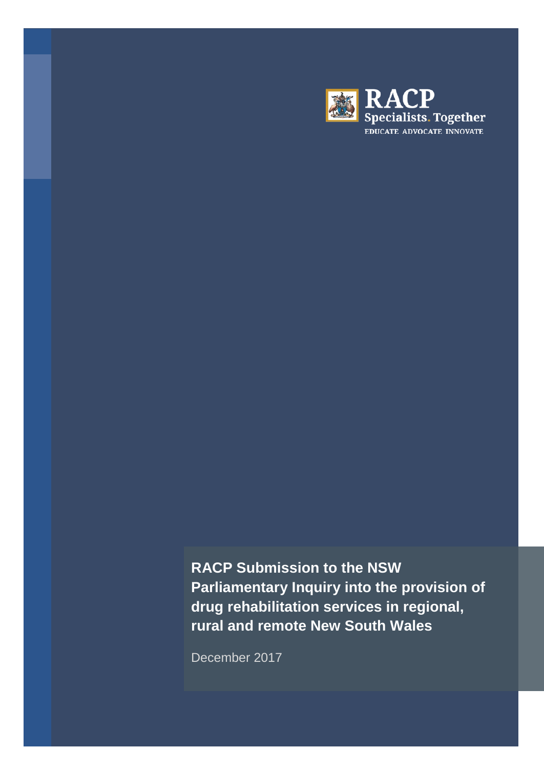RACP
Specialists. Together
EDUCATE ADVOCATE INNOVATE

# RACP Submission to the NSW Parliamentary Inquiry into the provision of drug rehabilitation services in regional, rural and remote New South Wales

December 2017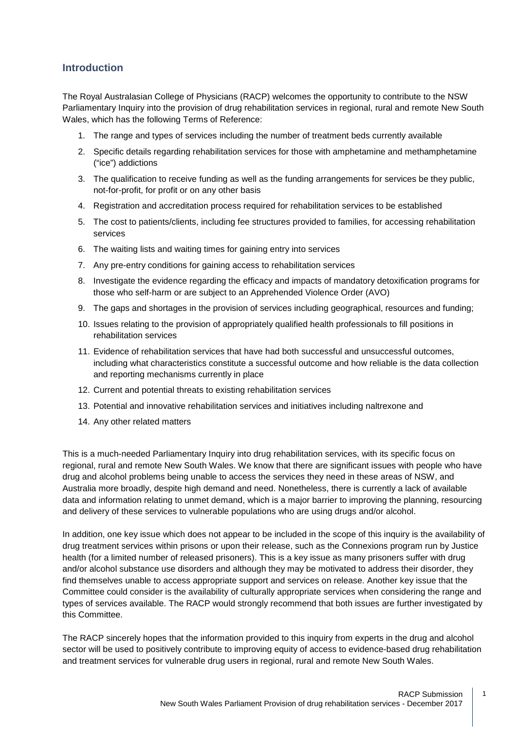## Introduction

The Royal Australasian College of Physicians (RACP) welcomes the opportunity to contribute to the NSW Parliamentary Inquiry into the provision of drug rehabilitation services in regional, rural and remote New South Wales, which has the following Terms of Reference:

1. The range and types of services including the number of treatment beds currently available
2. Specific details regarding rehabilitation services for those with amphetamine and methamphetamine ("ice") addictions
3. The qualification to receive funding as well as the funding arrangements for services be they public, not-for-profit, for profit or on any other basis
4. Registration and accreditation process required for rehabilitation services to be established
5. The cost to patients/clients, including fee structures provided to families, for accessing rehabilitation services
6. The waiting lists and waiting times for gaining entry into services
7. Any pre-entry conditions for gaining access to rehabilitation services
8. Investigate the evidence regarding the efficacy and impacts of mandatory detoxification programs for those who self-harm or are subject to an Apprehended Violence Order (AVO)
9. The gaps and shortages in the provision of services including geographical, resources and funding;
10. Issues relating to the provision of appropriately qualified health professionals to fill positions in rehabilitation services
11. Evidence of rehabilitation services that have had both successful and unsuccessful outcomes, including what characteristics constitute a successful outcome and how reliable is the data collection and reporting mechanisms currently in place
12. Current and potential threats to existing rehabilitation services
13. Potential and innovative rehabilitation services and initiatives including naltrexone and
14. Any other related matters

This is a much-needed Parliamentary Inquiry into drug rehabilitation services, with its specific focus on regional, rural and remote New South Wales. We know that there are significant issues with people who have drug and alcohol problems being unable to access the services they need in these areas of NSW, and Australia more broadly, despite high demand and need. Nonetheless, there is currently a lack of available data and information relating to unmet demand, which is a major barrier to improving the planning, resourcing and delivery of these services to vulnerable populations who are using drugs and/or alcohol.

In addition, one key issue which does not appear to be included in the scope of this inquiry is the availability of drug treatment services within prisons or upon their release, such as the Connexions program run by Justice health (for a limited number of released prisoners). This is a key issue as many prisoners suffer with drug and/or alcohol substance use disorders and although they may be motivated to address their disorder, they find themselves unable to access appropriate support and services on release. Another key issue that the Committee could consider is the availability of culturally appropriate services when considering the range and types of services available. The RACP would strongly recommend that both issues are further investigated by this Committee.

The RACP sincerely hopes that the information provided to this inquiry from experts in the drug and alcohol sector will be used to positively contribute to improving equity of access to evidence-based drug rehabilitation and treatment services for vulnerable drug users in regional, rural and remote New South Wales.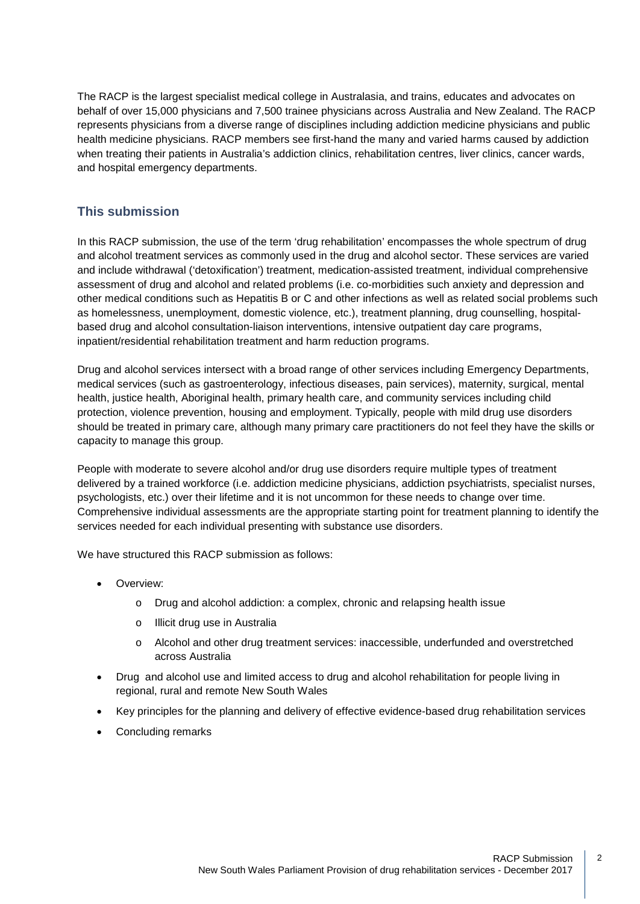The RACP is the largest specialist medical college in Australasia, and trains, educates and advocates on behalf of over 15,000 physicians and 7,500 trainee physicians across Australia and New Zealand. The RACP represents physicians from a diverse range of disciplines including addiction medicine physicians and public health medicine physicians. RACP members see first-hand the many and varied harms caused by addiction when treating their patients in Australia's addiction clinics, rehabilitation centres, liver clinics, cancer wards, and hospital emergency departments.

## This submission

In this RACP submission, the use of the term 'drug rehabilitation' encompasses the whole spectrum of drug and alcohol treatment services as commonly used in the drug and alcohol sector. These services are varied and include withdrawal ('detoxification') treatment, medication-assisted treatment, individual comprehensive assessment of drug and alcohol and related problems (i.e. co-morbidities such anxiety and depression and other medical conditions such as Hepatitis B or C and other infections as well as related social problems such as homelessness, unemployment, domestic violence, etc.), treatment planning, drug counselling, hospital-based drug and alcohol consultation-liaison interventions, intensive outpatient day care programs, inpatient/residential rehabilitation treatment and harm reduction programs.

Drug and alcohol services intersect with a broad range of other services including Emergency Departments, medical services (such as gastroenterology, infectious diseases, pain services), maternity, surgical, mental health, justice health, Aboriginal health, primary health care, and community services including child protection, violence prevention, housing and employment. Typically, people with mild drug use disorders should be treated in primary care, although many primary care practitioners do not feel they have the skills or capacity to manage this group.

People with moderate to severe alcohol and/or drug use disorders require multiple types of treatment delivered by a trained workforce (i.e. addiction medicine physicians, addiction psychiatrists, specialist nurses, psychologists, etc.) over their lifetime and it is not uncommon for these needs to change over time. Comprehensive individual assessments are the appropriate starting point for treatment planning to identify the services needed for each individual presenting with substance use disorders.

We have structured this RACP submission as follows:

- Overview:
  - Drug and alcohol addiction: a complex, chronic and relapsing health issue
  - Illicit drug use in Australia
  - Alcohol and other drug treatment services: inaccessible, underfunded and overstretched across Australia
- Drug and alcohol use and limited access to drug and alcohol rehabilitation for people living in regional, rural and remote New South Wales
- Key principles for the planning and delivery of effective evidence-based drug rehabilitation services
- Concluding remarks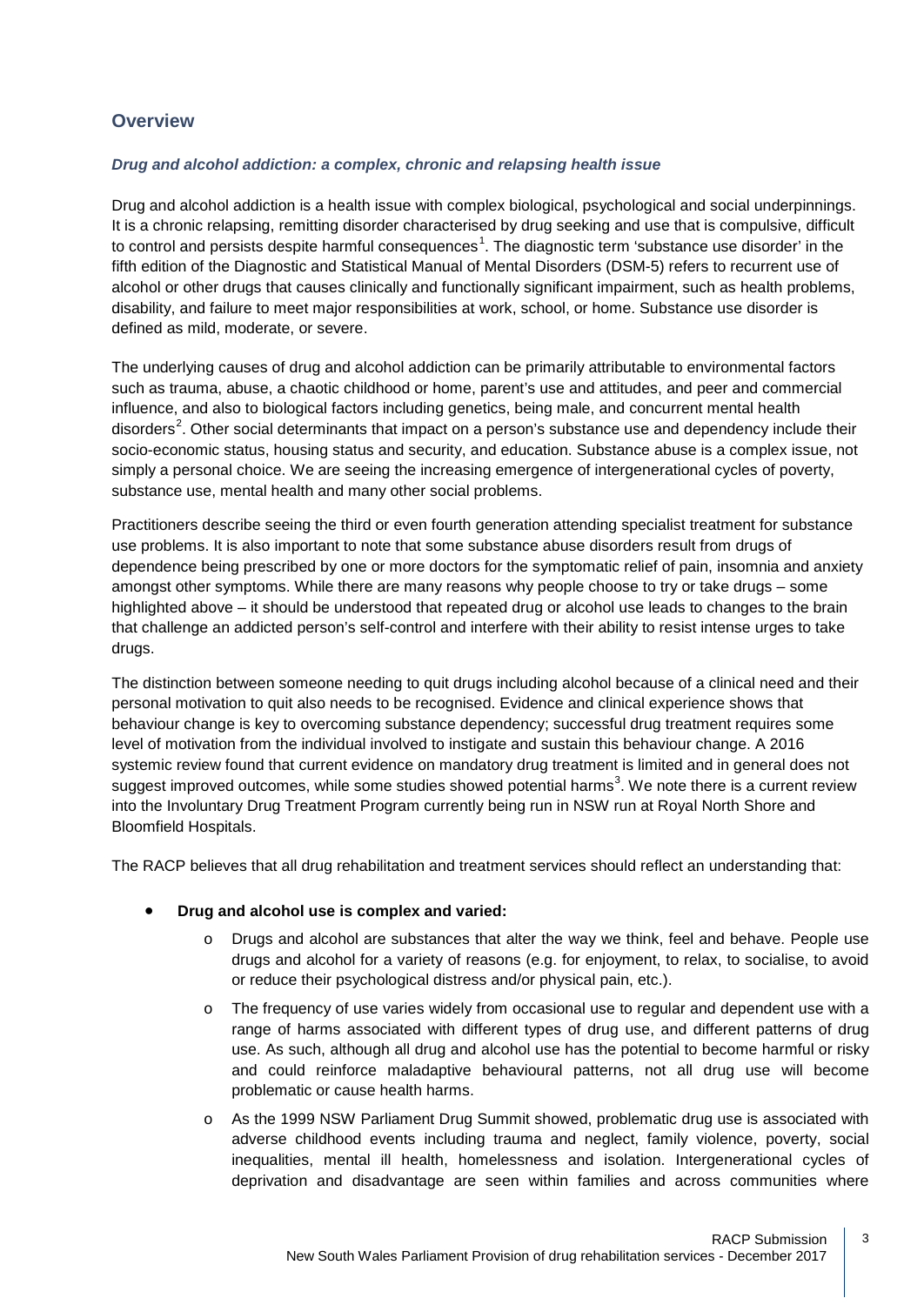## Overview

### *Drug and alcohol addiction: a complex, chronic and relapsing health issue*

Drug and alcohol addiction is a health issue with complex biological, psychological and social underpinnings. It is a chronic relapsing, remitting disorder characterised by drug seeking and use that is compulsive, difficult to control and persists despite harmful consequences[1]. The diagnostic term 'substance use disorder' in the fifth edition of the Diagnostic and Statistical Manual of Mental Disorders (DSM-5) refers to recurrent use of alcohol or other drugs that causes clinically and functionally significant impairment, such as health problems, disability, and failure to meet major responsibilities at work, school, or home. Substance use disorder is defined as mild, moderate, or severe.

The underlying causes of drug and alcohol addiction can be primarily attributable to environmental factors such as trauma, abuse, a chaotic childhood or home, parent's use and attitudes, and peer and commercial influence, and also to biological factors including genetics, being male, and concurrent mental health disorders[2]. Other social determinants that impact on a person's substance use and dependency include their socio-economic status, housing status and security, and education. Substance abuse is a complex issue, not simply a personal choice. We are seeing the increasing emergence of intergenerational cycles of poverty, substance use, mental health and many other social problems.

Practitioners describe seeing the third or even fourth generation attending specialist treatment for substance use problems. It is also important to note that some substance abuse disorders result from drugs of dependence being prescribed by one or more doctors for the symptomatic relief of pain, insomnia and anxiety amongst other symptoms. While there are many reasons why people choose to try or take drugs – some highlighted above – it should be understood that repeated drug or alcohol use leads to changes to the brain that challenge an addicted person's self-control and interfere with their ability to resist intense urges to take drugs.

The distinction between someone needing to quit drugs including alcohol because of a clinical need and their personal motivation to quit also needs to be recognised. Evidence and clinical experience shows that behaviour change is key to overcoming substance dependency; successful drug treatment requires some level of motivation from the individual involved to instigate and sustain this behaviour change. A 2016 systemic review found that current evidence on mandatory drug treatment is limited and in general does not suggest improved outcomes, while some studies showed potential harms[3]. We note there is a current review into the Involuntary Drug Treatment Program currently being run in NSW run at Royal North Shore and Bloomfield Hospitals.

The RACP believes that all drug rehabilitation and treatment services should reflect an understanding that:

- **Drug and alcohol use is complex and varied:**
  - Drugs and alcohol are substances that alter the way we think, feel and behave. People use drugs and alcohol for a variety of reasons (e.g. for enjoyment, to relax, to socialise, to avoid or reduce their psychological distress and/or physical pain, etc.).
  - The frequency of use varies widely from occasional use to regular and dependent use with a range of harms associated with different types of drug use, and different patterns of drug use. As such, although all drug and alcohol use has the potential to become harmful or risky and could reinforce maladaptive behavioural patterns, not all drug use will become problematic or cause health harms.
  - As the 1999 NSW Parliament Drug Summit showed, problematic drug use is associated with adverse childhood events including trauma and neglect, family violence, poverty, social inequalities, mental ill health, homelessness and isolation. Intergenerational cycles of deprivation and disadvantage are seen within families and across communities where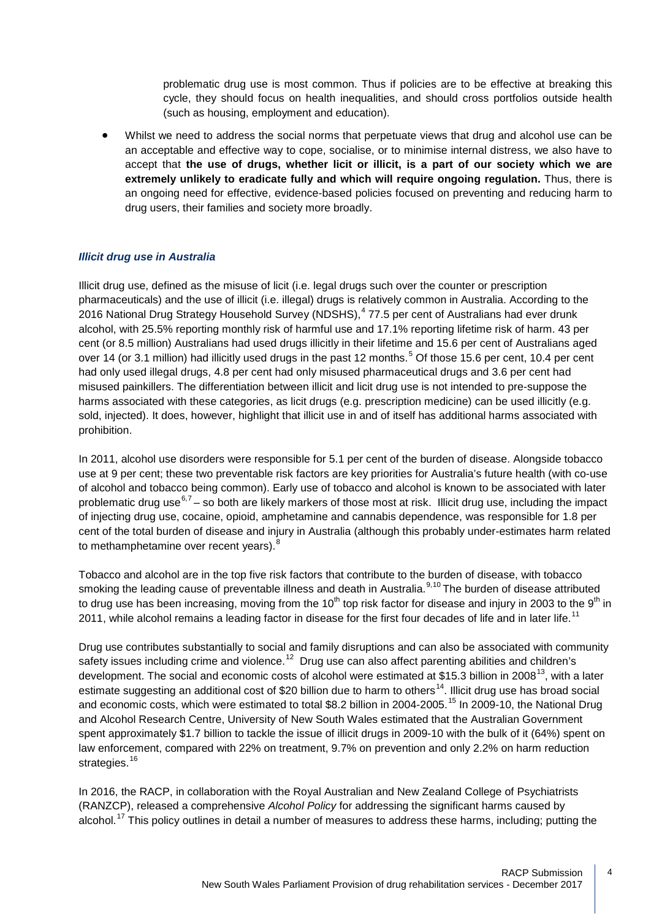problematic drug use is most common. Thus if policies are to be effective at breaking this cycle, they should focus on health inequalities, and should cross portfolios outside health (such as housing, employment and education).

- Whilst we need to address the social norms that perpetuate views that drug and alcohol use can be an acceptable and effective way to cope, socialise, or to minimise internal distress, we also have to accept that **the use of drugs, whether licit or illicit, is a part of our society which we are extremely unlikely to eradicate fully and which will require ongoing regulation.** Thus, there is an ongoing need for effective, evidence-based policies focused on preventing and reducing harm to drug users, their families and society more broadly.

### *Illicit drug use in Australia*

Illicit drug use, defined as the misuse of licit (i.e. legal drugs such over the counter or prescription pharmaceuticals) and the use of illicit (i.e. illegal) drugs is relatively common in Australia. According to the 2016 National Drug Strategy Household Survey (NDSHS),[4] 77.5 per cent of Australians had ever drunk alcohol, with 25.5% reporting monthly risk of harmful use and 17.1% reporting lifetime risk of harm. 43 per cent (or 8.5 million) Australians had used drugs illicitly in their lifetime and 15.6 per cent of Australians aged over 14 (or 3.1 million) had illicitly used drugs in the past 12 months.[5] Of those 15.6 per cent, 10.4 per cent had only used illegal drugs, 4.8 per cent had only misused pharmaceutical drugs and 3.6 per cent had misused painkillers. The differentiation between illicit and licit drug use is not intended to pre-suppose the harms associated with these categories, as licit drugs (e.g. prescription medicine) can be used illicitly (e.g. sold, injected). It does, however, highlight that illicit use in and of itself has additional harms associated with prohibition.

In 2011, alcohol use disorders were responsible for 5.1 per cent of the burden of disease. Alongside tobacco use at 9 per cent; these two preventable risk factors are key priorities for Australia's future health (with co-use of alcohol and tobacco being common). Early use of tobacco and alcohol is known to be associated with later problematic drug use[6,7] – so both are likely markers of those most at risk. Illicit drug use, including the impact of injecting drug use, cocaine, opioid, amphetamine and cannabis dependence, was responsible for 1.8 per cent of the total burden of disease and injury in Australia (although this probably under-estimates harm related to methamphetamine over recent years).[8]

Tobacco and alcohol are in the top five risk factors that contribute to the burden of disease, with tobacco smoking the leading cause of preventable illness and death in Australia.[9,10] The burden of disease attributed to drug use has been increasing, moving from the 10th top risk factor for disease and injury in 2003 to the 9th in 2011, while alcohol remains a leading factor in disease for the first four decades of life and in later life.[11]

Drug use contributes substantially to social and family disruptions and can also be associated with community safety issues including crime and violence.[12] Drug use can also affect parenting abilities and children's development. The social and economic costs of alcohol were estimated at $15.3 billion in 2008[13], with a later estimate suggesting an additional cost of $20 billion due to harm to others[14]. Illicit drug use has broad social and economic costs, which were estimated to total $8.2 billion in 2004-2005.[15] In 2009-10, the National Drug and Alcohol Research Centre, University of New South Wales estimated that the Australian Government spent approximately $1.7 billion to tackle the issue of illicit drugs in 2009-10 with the bulk of it (64%) spent on law enforcement, compared with 22% on treatment, 9.7% on prevention and only 2.2% on harm reduction strategies.[16]

In 2016, the RACP, in collaboration with the Royal Australian and New Zealand College of Psychiatrists (RANZCP), released a comprehensive *Alcohol Policy* for addressing the significant harms caused by alcohol.[17] This policy outlines in detail a number of measures to address these harms, including; putting the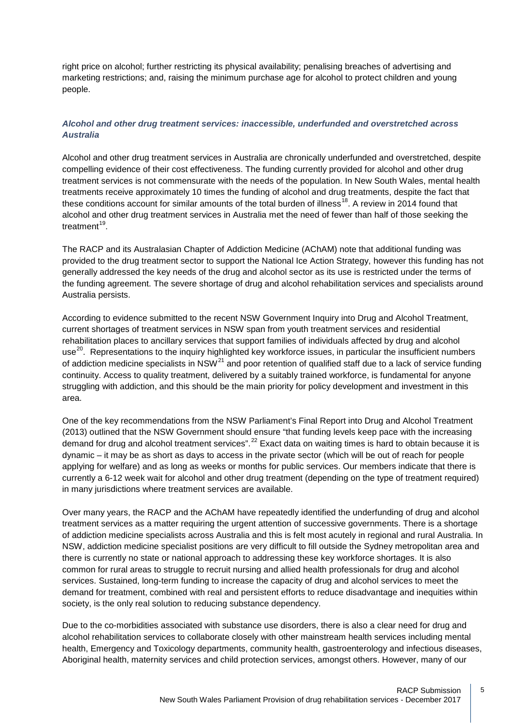right price on alcohol; further restricting its physical availability; penalising breaches of advertising and marketing restrictions; and, raising the minimum purchase age for alcohol to protect children and young people.

### *Alcohol and other drug treatment services: inaccessible, underfunded and overstretched across Australia*

Alcohol and other drug treatment services in Australia are chronically underfunded and overstretched, despite compelling evidence of their cost effectiveness. The funding currently provided for alcohol and other drug treatment services is not commensurate with the needs of the population. In New South Wales, mental health treatments receive approximately 10 times the funding of alcohol and drug treatments, despite the fact that these conditions account for similar amounts of the total burden of illness[18]. A review in 2014 found that alcohol and other drug treatment services in Australia met the need of fewer than half of those seeking the treatment[19].

The RACP and its Australasian Chapter of Addiction Medicine (AChAM) note that additional funding was provided to the drug treatment sector to support the National Ice Action Strategy, however this funding has not generally addressed the key needs of the drug and alcohol sector as its use is restricted under the terms of the funding agreement. The severe shortage of drug and alcohol rehabilitation services and specialists around Australia persists.

According to evidence submitted to the recent NSW Government Inquiry into Drug and Alcohol Treatment, current shortages of treatment services in NSW span from youth treatment services and residential rehabilitation places to ancillary services that support families of individuals affected by drug and alcohol use[20]. Representations to the inquiry highlighted key workforce issues, in particular the insufficient numbers of addiction medicine specialists in NSW[21] and poor retention of qualified staff due to a lack of service funding continuity. Access to quality treatment, delivered by a suitably trained workforce, is fundamental for anyone struggling with addiction, and this should be the main priority for policy development and investment in this area.

One of the key recommendations from the NSW Parliament's Final Report into Drug and Alcohol Treatment (2013) outlined that the NSW Government should ensure "that funding levels keep pace with the increasing demand for drug and alcohol treatment services".[22] Exact data on waiting times is hard to obtain because it is dynamic – it may be as short as days to access in the private sector (which will be out of reach for people applying for welfare) and as long as weeks or months for public services. Our members indicate that there is currently a 6-12 week wait for alcohol and other drug treatment (depending on the type of treatment required) in many jurisdictions where treatment services are available.

Over many years, the RACP and the AChAM have repeatedly identified the underfunding of drug and alcohol treatment services as a matter requiring the urgent attention of successive governments. There is a shortage of addiction medicine specialists across Australia and this is felt most acutely in regional and rural Australia. In NSW, addiction medicine specialist positions are very difficult to fill outside the Sydney metropolitan area and there is currently no state or national approach to addressing these key workforce shortages. It is also common for rural areas to struggle to recruit nursing and allied health professionals for drug and alcohol services. Sustained, long-term funding to increase the capacity of drug and alcohol services to meet the demand for treatment, combined with real and persistent efforts to reduce disadvantage and inequities within society, is the only real solution to reducing substance dependency.

Due to the co-morbidities associated with substance use disorders, there is also a clear need for drug and alcohol rehabilitation services to collaborate closely with other mainstream health services including mental health, Emergency and Toxicology departments, community health, gastroenterology and infectious diseases, Aboriginal health, maternity services and child protection services, amongst others. However, many of our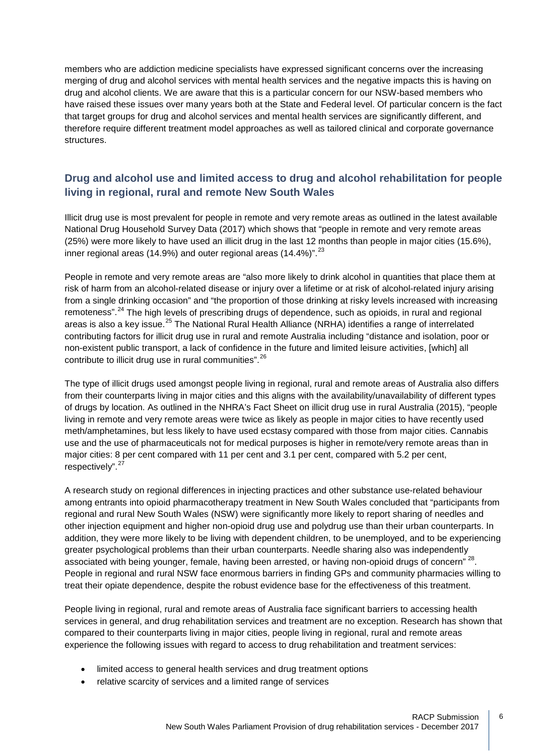members who are addiction medicine specialists have expressed significant concerns over the increasing merging of drug and alcohol services with mental health services and the negative impacts this is having on drug and alcohol clients. We are aware that this is a particular concern for our NSW-based members who have raised these issues over many years both at the State and Federal level. Of particular concern is the fact that target groups for drug and alcohol services and mental health services are significantly different, and therefore require different treatment model approaches as well as tailored clinical and corporate governance structures.

## Drug and alcohol use and limited access to drug and alcohol rehabilitation for people living in regional, rural and remote New South Wales

Illicit drug use is most prevalent for people in remote and very remote areas as outlined in the latest available National Drug Household Survey Data (2017) which shows that "people in remote and very remote areas (25%) were more likely to have used an illicit drug in the last 12 months than people in major cities (15.6%), inner regional areas (14.9%) and outer regional areas (14.4%)".[23]

People in remote and very remote areas are "also more likely to drink alcohol in quantities that place them at risk of harm from an alcohol-related disease or injury over a lifetime or at risk of alcohol-related injury arising from a single drinking occasion" and "the proportion of those drinking at risky levels increased with increasing remoteness".[24] The high levels of prescribing drugs of dependence, such as opioids, in rural and regional areas is also a key issue.[25] The National Rural Health Alliance (NRHA) identifies a range of interrelated contributing factors for illicit drug use in rural and remote Australia including "distance and isolation, poor or non-existent public transport, a lack of confidence in the future and limited leisure activities, [which] all contribute to illicit drug use in rural communities".[26]

The type of illicit drugs used amongst people living in regional, rural and remote areas of Australia also differs from their counterparts living in major cities and this aligns with the availability/unavailability of different types of drugs by location. As outlined in the NHRA's Fact Sheet on illicit drug use in rural Australia (2015), "people living in remote and very remote areas were twice as likely as people in major cities to have recently used meth/amphetamines, but less likely to have used ecstasy compared with those from major cities. Cannabis use and the use of pharmaceuticals not for medical purposes is higher in remote/very remote areas than in major cities: 8 per cent compared with 11 per cent and 3.1 per cent, compared with 5.2 per cent, respectively".[27]

A research study on regional differences in injecting practices and other substance use-related behaviour among entrants into opioid pharmacotherapy treatment in New South Wales concluded that "participants from regional and rural New South Wales (NSW) were significantly more likely to report sharing of needles and other injection equipment and higher non-opioid drug use and polydrug use than their urban counterparts. In addition, they were more likely to be living with dependent children, to be unemployed, and to be experiencing greater psychological problems than their urban counterparts. Needle sharing also was independently associated with being younger, female, having been arrested, or having non-opioid drugs of concern" [28]. People in regional and rural NSW face enormous barriers in finding GPs and community pharmacies willing to treat their opiate dependence, despite the robust evidence base for the effectiveness of this treatment.

People living in regional, rural and remote areas of Australia face significant barriers to accessing health services in general, and drug rehabilitation services and treatment are no exception. Research has shown that compared to their counterparts living in major cities, people living in regional, rural and remote areas experience the following issues with regard to access to drug rehabilitation and treatment services:

- limited access to general health services and drug treatment options
- relative scarcity of services and a limited range of services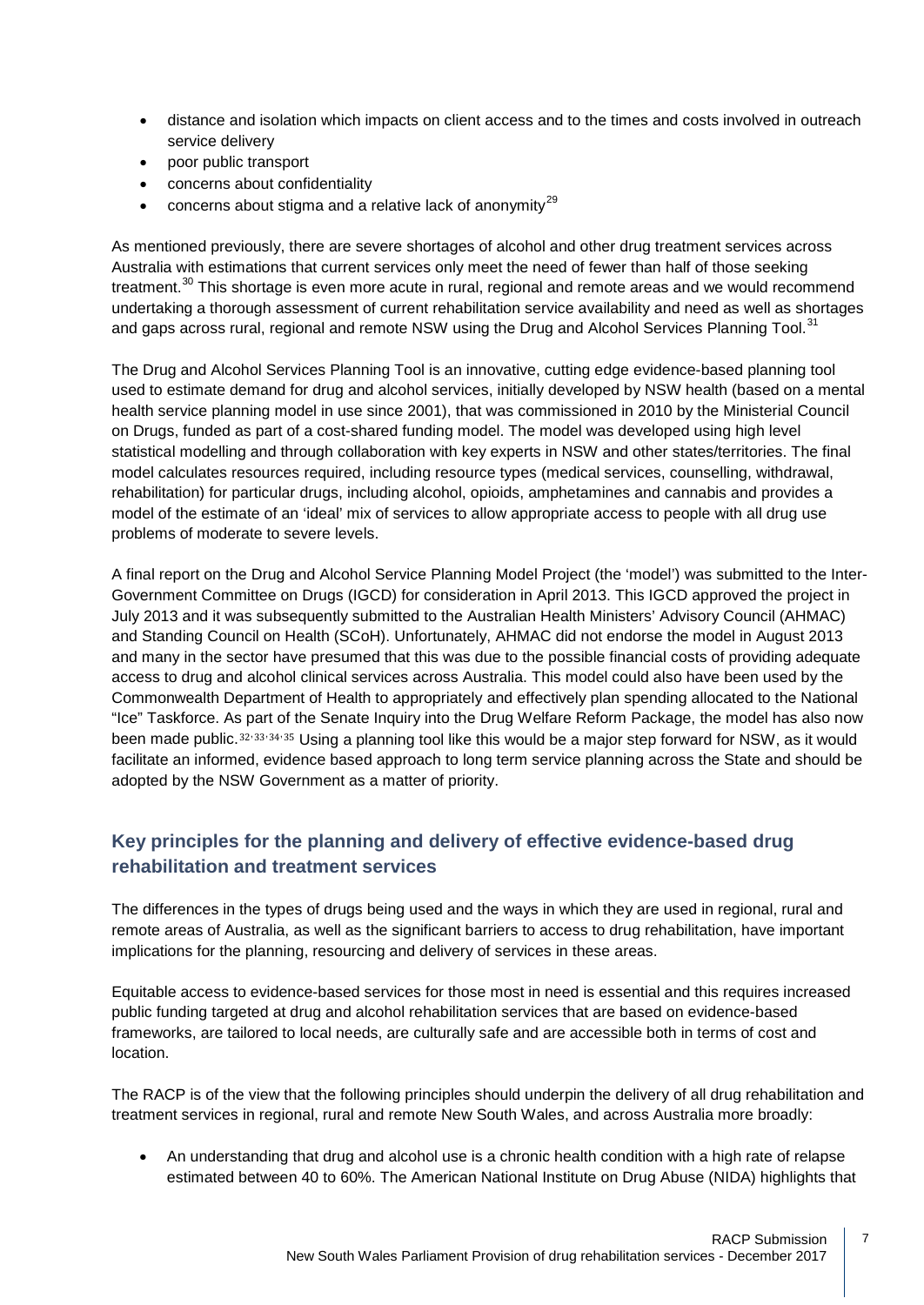- distance and isolation which impacts on client access and to the times and costs involved in outreach service delivery
- poor public transport
- concerns about confidentiality
- concerns about stigma and a relative lack of anonymity[29]

As mentioned previously, there are severe shortages of alcohol and other drug treatment services across Australia with estimations that current services only meet the need of fewer than half of those seeking treatment.[30] This shortage is even more acute in rural, regional and remote areas and we would recommend undertaking a thorough assessment of current rehabilitation service availability and need as well as shortages and gaps across rural, regional and remote NSW using the Drug and Alcohol Services Planning Tool.[31]

The Drug and Alcohol Services Planning Tool is an innovative, cutting edge evidence-based planning tool used to estimate demand for drug and alcohol services, initially developed by NSW health (based on a mental health service planning model in use since 2001), that was commissioned in 2010 by the Ministerial Council on Drugs, funded as part of a cost-shared funding model. The model was developed using high level statistical modelling and through collaboration with key experts in NSW and other states/territories. The final model calculates resources required, including resource types (medical services, counselling, withdrawal, rehabilitation) for particular drugs, including alcohol, opioids, amphetamines and cannabis and provides a model of the estimate of an 'ideal' mix of services to allow appropriate access to people with all drug use problems of moderate to severe levels.

A final report on the Drug and Alcohol Service Planning Model Project (the 'model') was submitted to the Inter-Government Committee on Drugs (IGCD) for consideration in April 2013. This IGCD approved the project in July 2013 and it was subsequently submitted to the Australian Health Ministers' Advisory Council (AHMAC) and Standing Council on Health (SCoH). Unfortunately, AHMAC did not endorse the model in August 2013 and many in the sector have presumed that this was due to the possible financial costs of providing adequate access to drug and alcohol clinical services across Australia. This model could also have been used by the Commonwealth Department of Health to appropriately and effectively plan spending allocated to the National "Ice" Taskforce. As part of the Senate Inquiry into the Drug Welfare Reform Package, the model has also now been made public.[32,33,34,35] Using a planning tool like this would be a major step forward for NSW, as it would facilitate an informed, evidence based approach to long term service planning across the State and should be adopted by the NSW Government as a matter of priority.

## Key principles for the planning and delivery of effective evidence-based drug rehabilitation and treatment services

The differences in the types of drugs being used and the ways in which they are used in regional, rural and remote areas of Australia, as well as the significant barriers to access to drug rehabilitation, have important implications for the planning, resourcing and delivery of services in these areas.

Equitable access to evidence-based services for those most in need is essential and this requires increased public funding targeted at drug and alcohol rehabilitation services that are based on evidence-based frameworks, are tailored to local needs, are culturally safe and are accessible both in terms of cost and location.

The RACP is of the view that the following principles should underpin the delivery of all drug rehabilitation and treatment services in regional, rural and remote New South Wales, and across Australia more broadly:

- An understanding that drug and alcohol use is a chronic health condition with a high rate of relapse estimated between 40 to 60%. The American National Institute on Drug Abuse (NIDA) highlights that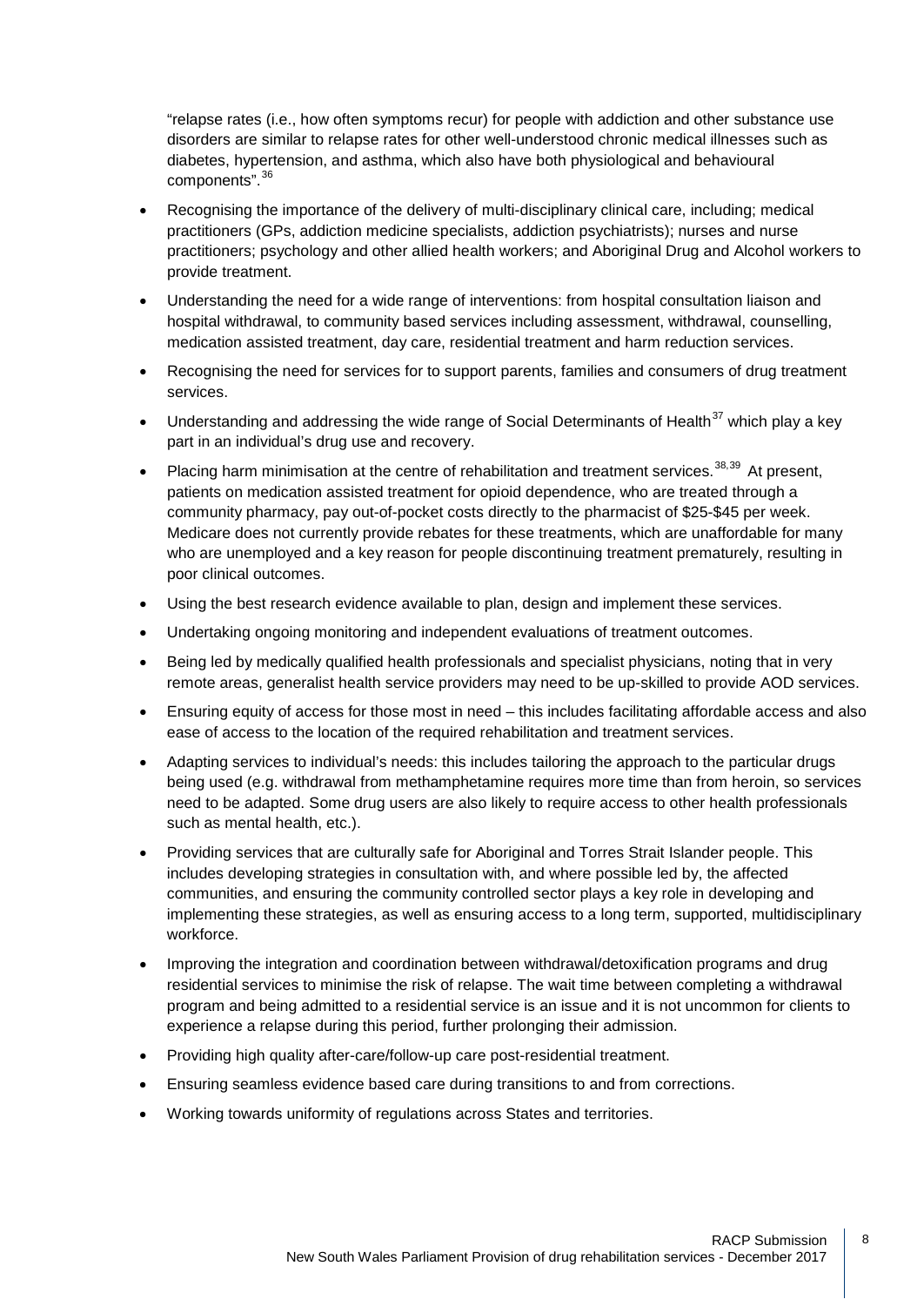"relapse rates (i.e., how often symptoms recur) for people with addiction and other substance use disorders are similar to relapse rates for other well-understood chronic medical illnesses such as diabetes, hypertension, and asthma, which also have both physiological and behavioural components".[36]

- Recognising the importance of the delivery of multi-disciplinary clinical care, including; medical practitioners (GPs, addiction medicine specialists, addiction psychiatrists); nurses and nurse practitioners; psychology and other allied health workers; and Aboriginal Drug and Alcohol workers to provide treatment.
- Understanding the need for a wide range of interventions: from hospital consultation liaison and hospital withdrawal, to community based services including assessment, withdrawal, counselling, medication assisted treatment, day care, residential treatment and harm reduction services.
- Recognising the need for services for to support parents, families and consumers of drug treatment services.
- Understanding and addressing the wide range of Social Determinants of Health[37] which play a key part in an individual's drug use and recovery.
- Placing harm minimisation at the centre of rehabilitation and treatment services.[38,39] At present, patients on medication assisted treatment for opioid dependence, who are treated through a community pharmacy, pay out-of-pocket costs directly to the pharmacist of $25-$45 per week. Medicare does not currently provide rebates for these treatments, which are unaffordable for many who are unemployed and a key reason for people discontinuing treatment prematurely, resulting in poor clinical outcomes.
- Using the best research evidence available to plan, design and implement these services.
- Undertaking ongoing monitoring and independent evaluations of treatment outcomes.
- Being led by medically qualified health professionals and specialist physicians, noting that in very remote areas, generalist health service providers may need to be up-skilled to provide AOD services.
- Ensuring equity of access for those most in need – this includes facilitating affordable access and also ease of access to the location of the required rehabilitation and treatment services.
- Adapting services to individual's needs: this includes tailoring the approach to the particular drugs being used (e.g. withdrawal from methamphetamine requires more time than from heroin, so services need to be adapted. Some drug users are also likely to require access to other health professionals such as mental health, etc.).
- Providing services that are culturally safe for Aboriginal and Torres Strait Islander people. This includes developing strategies in consultation with, and where possible led by, the affected communities, and ensuring the community controlled sector plays a key role in developing and implementing these strategies, as well as ensuring access to a long term, supported, multidisciplinary workforce.
- Improving the integration and coordination between withdrawal/detoxification programs and drug residential services to minimise the risk of relapse. The wait time between completing a withdrawal program and being admitted to a residential service is an issue and it is not uncommon for clients to experience a relapse during this period, further prolonging their admission.
- Providing high quality after-care/follow-up care post-residential treatment.
- Ensuring seamless evidence based care during transitions to and from corrections.
- Working towards uniformity of regulations across States and territories.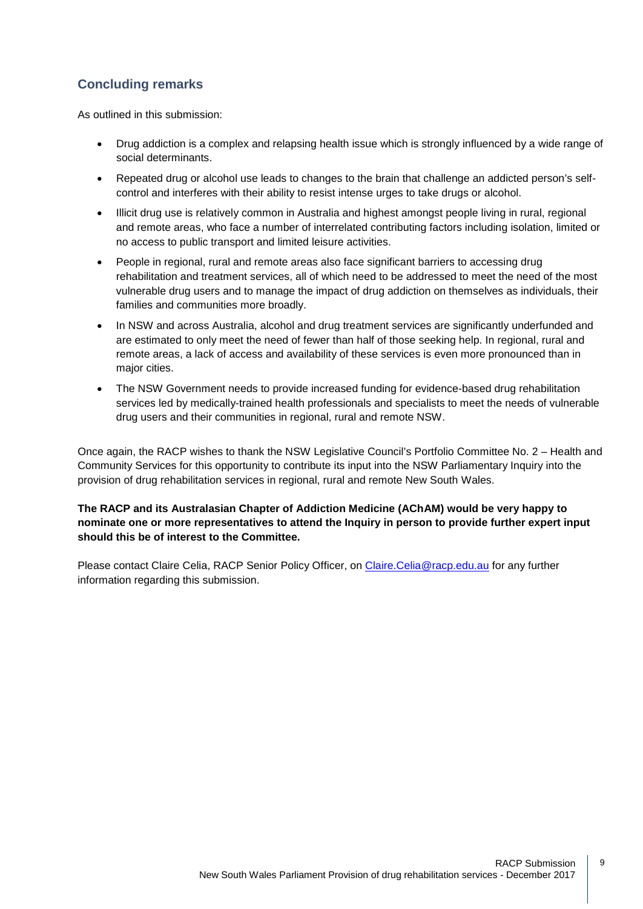## Concluding remarks

As outlined in this submission:

- Drug addiction is a complex and relapsing health issue which is strongly influenced by a wide range of social determinants.
- Repeated drug or alcohol use leads to changes to the brain that challenge an addicted person's self-control and interferes with their ability to resist intense urges to take drugs or alcohol.
- Illicit drug use is relatively common in Australia and highest amongst people living in rural, regional and remote areas, who face a number of interrelated contributing factors including isolation, limited or no access to public transport and limited leisure activities.
- People in regional, rural and remote areas also face significant barriers to accessing drug rehabilitation and treatment services, all of which need to be addressed to meet the need of the most vulnerable drug users and to manage the impact of drug addiction on themselves as individuals, their families and communities more broadly.
- In NSW and across Australia, alcohol and drug treatment services are significantly underfunded and are estimated to only meet the need of fewer than half of those seeking help. In regional, rural and remote areas, a lack of access and availability of these services is even more pronounced than in major cities.
- The NSW Government needs to provide increased funding for evidence-based drug rehabilitation services led by medically-trained health professionals and specialists to meet the needs of vulnerable drug users and their communities in regional, rural and remote NSW.

Once again, the RACP wishes to thank the NSW Legislative Council's Portfolio Committee No. 2 – Health and Community Services for this opportunity to contribute its input into the NSW Parliamentary Inquiry into the provision of drug rehabilitation services in regional, rural and remote New South Wales.

**The RACP and its Australasian Chapter of Addiction Medicine (AChAM) would be very happy to nominate one or more representatives to attend the Inquiry in person to provide further expert input should this be of interest to the Committee.**

Please contact Claire Celia, RACP Senior Policy Officer, on [Claire.Celia@racp.edu.au](mailto:Claire.Celia@racp.edu.au) for any further information regarding this submission.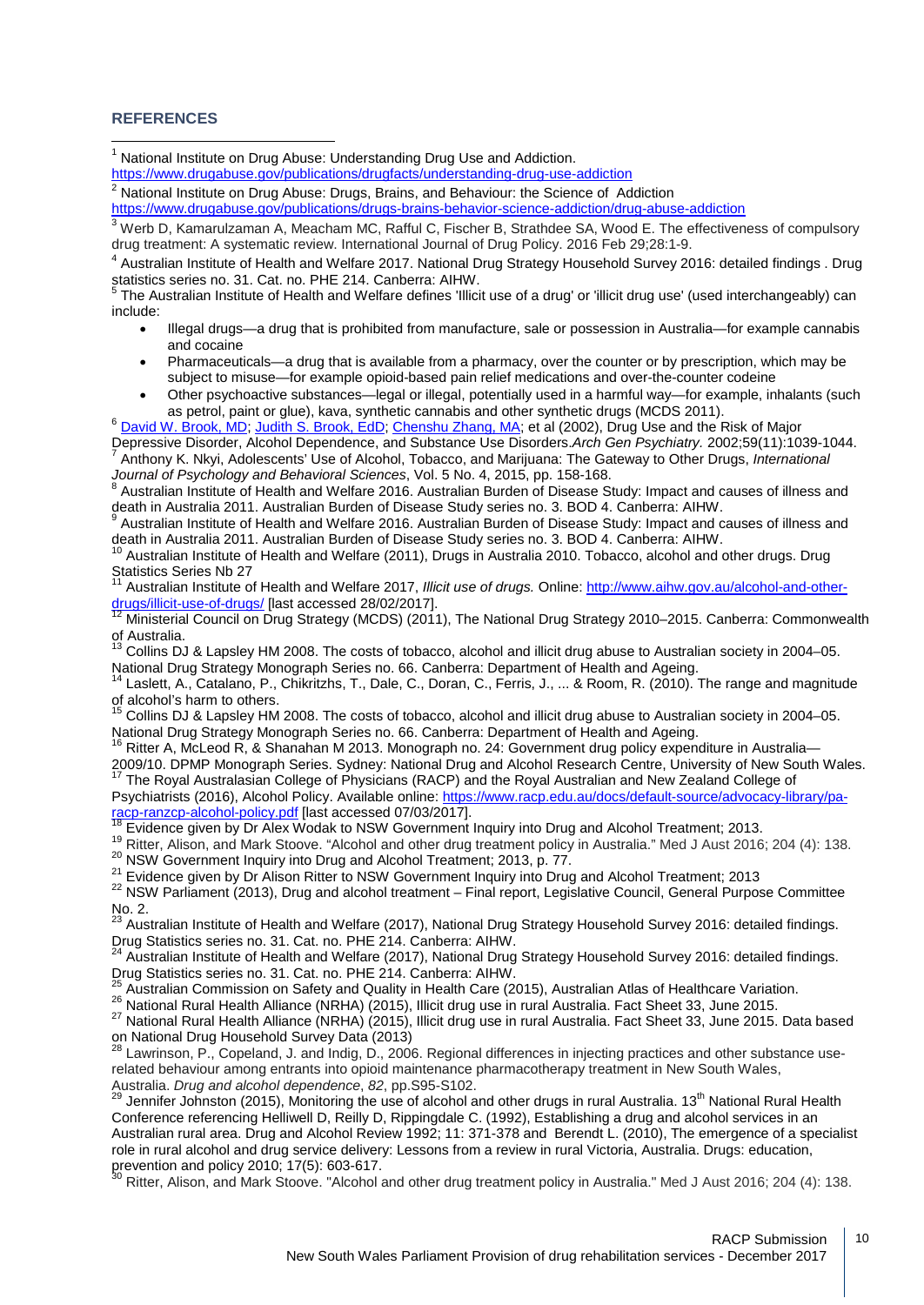## REFERENCES

[1] National Institute on Drug Abuse: Understanding Drug Use and Addiction. https://www.drugabuse.gov/publications/drugfacts/understanding-drug-use-addiction

[2] National Institute on Drug Abuse: Drugs, Brains, and Behaviour: the Science of Addiction https://www.drugabuse.gov/publications/drugs-brains-behavior-science-addiction/drug-abuse-addiction

[3] Werb D, Kamarulzaman A, Meacham MC, Rafful C, Fischer B, Strathdee SA, Wood E. The effectiveness of compulsory drug treatment: A systematic review. International Journal of Drug Policy. 2016 Feb 29;28:1-9.

[4] Australian Institute of Health and Welfare 2017. National Drug Strategy Household Survey 2016: detailed findings . Drug statistics series no. 31. Cat. no. PHE 214. Canberra: AIHW.

[5] The Australian Institute of Health and Welfare defines 'Illicit use of a drug' or 'illicit drug use' (used interchangeably) can include:

- Illegal drugs—a drug that is prohibited from manufacture, sale or possession in Australia—for example cannabis and cocaine
- Pharmaceuticals—a drug that is available from a pharmacy, over the counter or by prescription, which may be subject to misuse—for example opioid-based pain relief medications and over-the-counter codeine
- Other psychoactive substances—legal or illegal, potentially used in a harmful way—for example, inhalants (such as petrol, paint or glue), kava, synthetic cannabis and other synthetic drugs (MCDS 2011).

[6] David W. Brook, MD; Judith S. Brook, EdD; Chenshu Zhang, MA; et al (2002), Drug Use and the Risk of Major Depressive Disorder, Alcohol Dependence, and Substance Use Disorders.*Arch Gen Psychiatry.* 2002;59(11):1039-1044.

[7] Anthony K. Nkyi, Adolescents' Use of Alcohol, Tobacco, and Marijuana: The Gateway to Other Drugs, *International Journal of Psychology and Behavioral Sciences*, Vol. 5 No. 4, 2015, pp. 158-168.

[8] Australian Institute of Health and Welfare 2016. Australian Burden of Disease Study: Impact and causes of illness and death in Australia 2011. Australian Burden of Disease Study series no. 3. BOD 4. Canberra: AIHW.

[9] Australian Institute of Health and Welfare 2016. Australian Burden of Disease Study: Impact and causes of illness and death in Australia 2011. Australian Burden of Disease Study series no. 3. BOD 4. Canberra: AIHW.

[10] Australian Institute of Health and Welfare (2011), Drugs in Australia 2010. Tobacco, alcohol and other drugs. Drug Statistics Series Nb 27

[11] Australian Institute of Health and Welfare 2017, *Illicit use of drugs.* Online: http://www.aihw.gov.au/alcohol-and-other-drugs/illicit-use-of-drugs/ [last accessed 28/02/2017].

[12] Ministerial Council on Drug Strategy (MCDS) (2011), The National Drug Strategy 2010–2015. Canberra: Commonwealth of Australia.

[13] Collins DJ & Lapsley HM 2008. The costs of tobacco, alcohol and illicit drug abuse to Australian society in 2004–05. National Drug Strategy Monograph Series no. 66. Canberra: Department of Health and Ageing.

[14] Laslett, A., Catalano, P., Chikritzhs, T., Dale, C., Doran, C., Ferris, J., ... & Room, R. (2010). The range and magnitude of alcohol's harm to others.

[15] Collins DJ & Lapsley HM 2008. The costs of tobacco, alcohol and illicit drug abuse to Australian society in 2004–05. National Drug Strategy Monograph Series no. 66. Canberra: Department of Health and Ageing.

[16] Ritter A, McLeod R, & Shanahan M 2013. Monograph no. 24: Government drug policy expenditure in Australia—2009/10. DPMP Monograph Series. Sydney: National Drug and Alcohol Research Centre, University of New South Wales.

[17] The Royal Australasian College of Physicians (RACP) and the Royal Australian and New Zealand College of Psychiatrists (2016), Alcohol Policy. Available online: https://www.racp.edu.au/docs/default-source/advocacy-library/pa-racp-ranzcp-alcohol-policy.pdf [last accessed 07/03/2017].

[18] Evidence given by Dr Alex Wodak to NSW Government Inquiry into Drug and Alcohol Treatment; 2013.

[19] Ritter, Alison, and Mark Stoove. "Alcohol and other drug treatment policy in Australia." Med J Aust 2016; 204 (4): 138.

[20] NSW Government Inquiry into Drug and Alcohol Treatment; 2013, p. 77.

[21] Evidence given by Dr Alison Ritter to NSW Government Inquiry into Drug and Alcohol Treatment; 2013

[22] NSW Parliament (2013), Drug and alcohol treatment – Final report, Legislative Council, General Purpose Committee No. 2.

[23] Australian Institute of Health and Welfare (2017), National Drug Strategy Household Survey 2016: detailed findings. Drug Statistics series no. 31. Cat. no. PHE 214. Canberra: AIHW.

[24] Australian Institute of Health and Welfare (2017), National Drug Strategy Household Survey 2016: detailed findings. Drug Statistics series no. 31. Cat. no. PHE 214. Canberra: AIHW.

[25] Australian Commission on Safety and Quality in Health Care (2015), Australian Atlas of Healthcare Variation.

[26] National Rural Health Alliance (NRHA) (2015), Illicit drug use in rural Australia. Fact Sheet 33, June 2015.

[27] National Rural Health Alliance (NRHA) (2015), Illicit drug use in rural Australia. Fact Sheet 33, June 2015. Data based on National Drug Household Survey Data (2013)

[28] Lawrinson, P., Copeland, J. and Indig, D., 2006. Regional differences in injecting practices and other substance use-related behaviour among entrants into opioid maintenance pharmacotherapy treatment in New South Wales, Australia. *Drug and alcohol dependence*, *82*, pp.S95-S102.

[29] Jennifer Johnston (2015), Monitoring the use of alcohol and other drugs in rural Australia. 13th National Rural Health Conference referencing Helliwell D, Reilly D, Rippingdale C. (1992), Establishing a drug and alcohol services in an Australian rural area. Drug and Alcohol Review 1992; 11: 371-378 and Berendt L. (2010), The emergence of a specialist role in rural alcohol and drug service delivery: Lessons from a review in rural Victoria, Australia. Drugs: education, prevention and policy 2010; 17(5): 603-617.

[30] Ritter, Alison, and Mark Stoove. "Alcohol and other drug treatment policy in Australia." Med J Aust 2016; 204 (4): 138.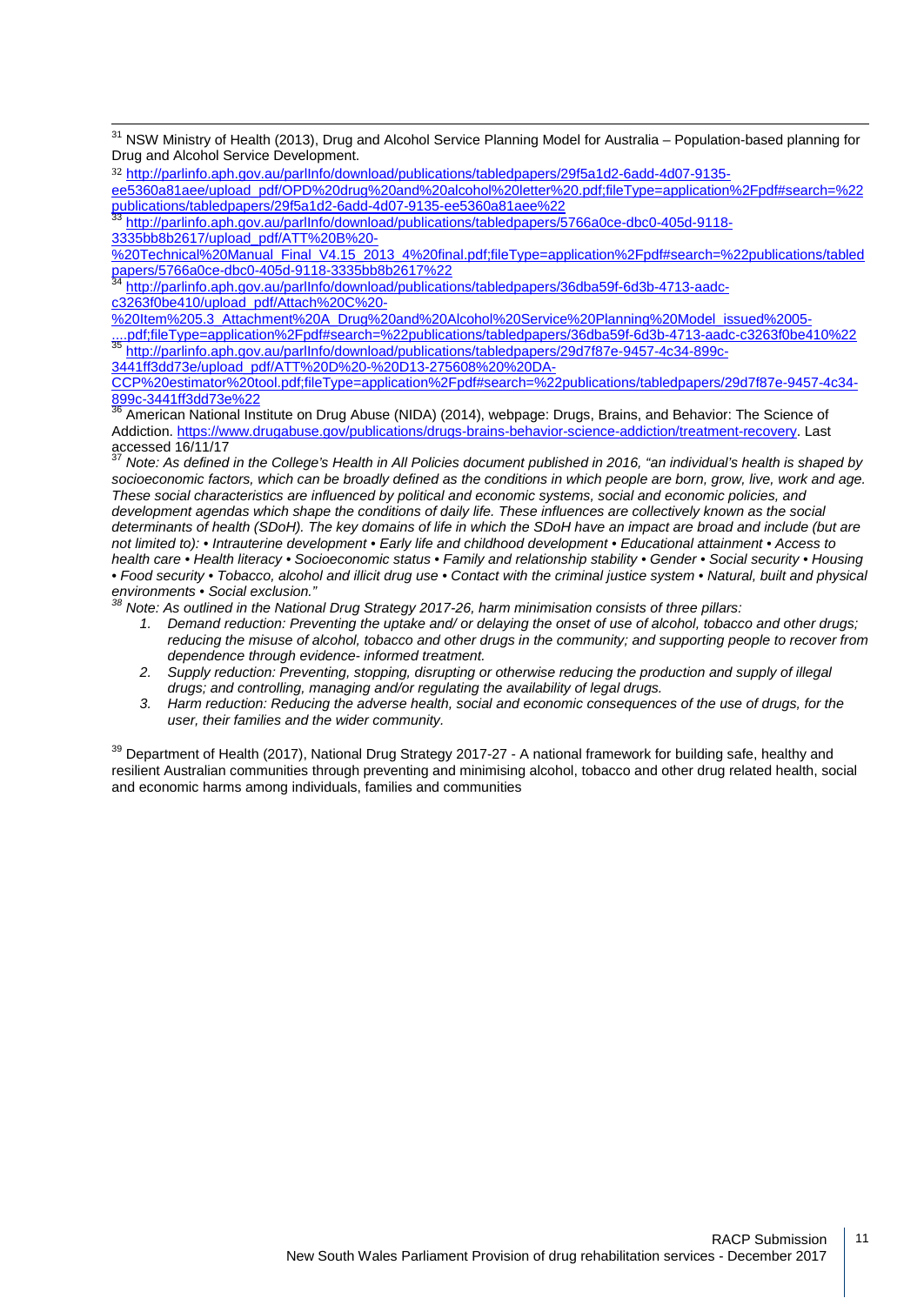[31] NSW Ministry of Health (2013), Drug and Alcohol Service Planning Model for Australia – Population-based planning for Drug and Alcohol Service Development.

[32] http://parlinfo.aph.gov.au/parlInfo/download/publications/tabledpapers/29f5a1d2-6add-4d07-9135-ee5360a81aee/upload_pdf/OPD%20drug%20and%20alcohol%20letter%20.pdf;fileType=application%2Fpdf#search=%22publications/tabledpapers/29f5a1d2-6add-4d07-9135-ee5360a81aee%22

[33] http://parlinfo.aph.gov.au/parlInfo/download/publications/tabledpapers/5766a0ce-dbc0-405d-9118-3335bb8b2617/upload_pdf/ATT%20B%20-%20Technical%20Manual_Final_V4.15_2013_4%20final.pdf;fileType=application%2Fpdf#search=%22publications/tabledpapers/5766a0ce-dbc0-405d-9118-3335bb8b2617%22

[34] http://parlinfo.aph.gov.au/parlInfo/download/publications/tabledpapers/36dba59f-6d3b-4713-aadc-c3263f0be410/upload_pdf/Attach%20C%20-%20Item%205.3_Attachment%20A_Drug%20and%20Alcohol%20Service%20Planning%20Model_issued%2005-....pdf;fileType=application%2Fpdf#search=%22publications/tabledpapers/36dba59f-6d3b-4713-aadc-c3263f0be410%22

[35] http://parlinfo.aph.gov.au/parlInfo/download/publications/tabledpapers/29d7f87e-9457-4c34-899c-3441ff3dd73e/upload_pdf/ATT%20D%20-%20D13-275608%20%20DA-CCP%20estimator%20tool.pdf;fileType=application%2Fpdf#search=%22publications/tabledpapers/29d7f87e-9457-4c34-899c-3441ff3dd73e%22

[36] American National Institute on Drug Abuse (NIDA) (2014), webpage: Drugs, Brains, and Behavior: The Science of Addiction. https://www.drugabuse.gov/publications/drugs-brains-behavior-science-addiction/treatment-recovery. Last accessed 16/11/17

[37] *Note: As defined in the College's Health in All Policies document published in 2016, "an individual's health is shaped by socioeconomic factors, which can be broadly defined as the conditions in which people are born, grow, live, work and age. These social characteristics are influenced by political and economic systems, social and economic policies, and development agendas which shape the conditions of daily life. These influences are collectively known as the social determinants of health (SDoH). The key domains of life in which the SDoH have an impact are broad and include (but are not limited to): • Intrauterine development • Early life and childhood development • Educational attainment • Access to health care • Health literacy • Socioeconomic status • Family and relationship stability • Gender • Social security • Housing • Food security • Tobacco, alcohol and illicit drug use • Contact with the criminal justice system • Natural, built and physical environments • Social exclusion."*

[38] *Note: As outlined in the National Drug Strategy 2017-26, harm minimisation consists of three pillars:*

1. *Demand reduction: Preventing the uptake and/ or delaying the onset of use of alcohol, tobacco and other drugs; reducing the misuse of alcohol, tobacco and other drugs in the community; and supporting people to recover from dependence through evidence- informed treatment.*
2. *Supply reduction: Preventing, stopping, disrupting or otherwise reducing the production and supply of illegal drugs; and controlling, managing and/or regulating the availability of legal drugs.*
3. *Harm reduction: Reducing the adverse health, social and economic consequences of the use of drugs, for the user, their families and the wider community.*

[39] Department of Health (2017), National Drug Strategy 2017-27 - A national framework for building safe, healthy and resilient Australian communities through preventing and minimising alcohol, tobacco and other drug related health, social and economic harms among individuals, families and communities